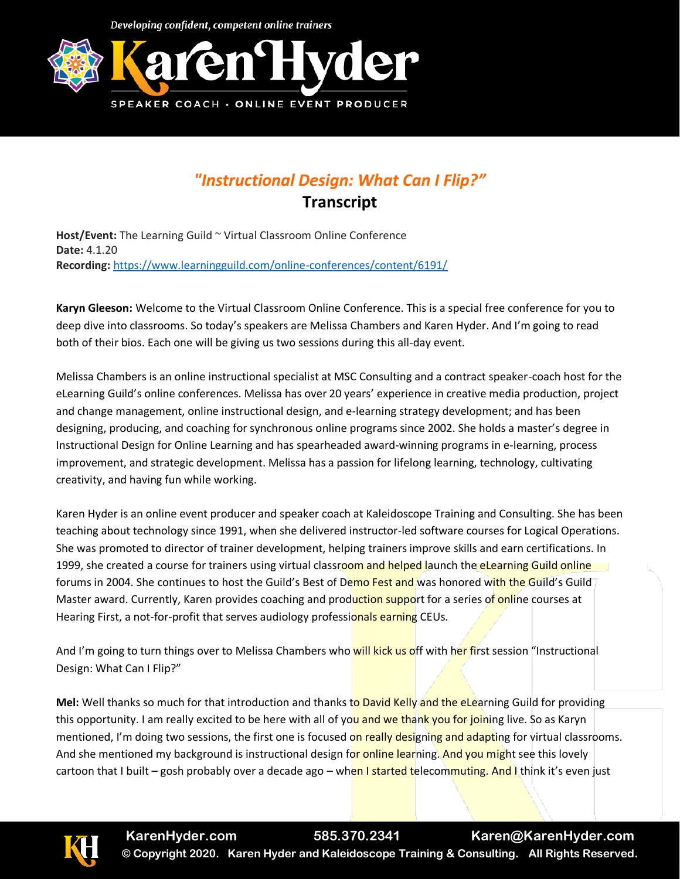# *"Instructional Design: What Can I Flip?"*

## Transcript

**Host/Event:** The Learning Guild ~ Virtual Classroom Online Conference
**Date:** 4.1.20
**Recording:** https://www.learningguild.com/online-conferences/content/6191/

**Karyn Gleeson:** Welcome to the Virtual Classroom Online Conference. This is a special free conference for you to deep dive into classrooms. So today's speakers are Melissa Chambers and Karen Hyder. And I'm going to read both of their bios. Each one will be giving us two sessions during this all-day event.

Melissa Chambers is an online instructional specialist at MSC Consulting and a contract speaker-coach host for the eLearning Guild's online conferences. Melissa has over 20 years' experience in creative media production, project and change management, online instructional design, and e-learning strategy development; and has been designing, producing, and coaching for synchronous online programs since 2002. She holds a master's degree in Instructional Design for Online Learning and has spearheaded award-winning programs in e-learning, process improvement, and strategic development. Melissa has a passion for lifelong learning, technology, cultivating creativity, and having fun while working.

Karen Hyder is an online event producer and speaker coach at Kaleidoscope Training and Consulting. She has been teaching about technology since 1991, when she delivered instructor-led software courses for Logical Operations. She was promoted to director of trainer development, helping trainers improve skills and earn certifications. In 1999, she created a course for trainers using virtual classroom and helped launch the eLearning Guild online forums in 2004. She continues to host the Guild's Best of Demo Fest and was honored with the Guild's Guild Master award. Currently, Karen provides coaching and production support for a series of online courses at Hearing First, a not-for-profit that serves audiology professionals earning CEUs.

And I'm going to turn things over to Melissa Chambers who will kick us off with her first session "Instructional Design: What Can I Flip?"

**Mel:** Well thanks so much for that introduction and thanks to David Kelly and the eLearning Guild for providing this opportunity. I am really excited to be here with all of you and we thank you for joining live. So as Karyn mentioned, I'm doing two sessions, the first one is focused on really designing and adapting for virtual classrooms. And she mentioned my background is instructional design for online learning. And you might see this lovely cartoon that I built – gosh probably over a decade ago – when I started telecommuting. And I think it's even just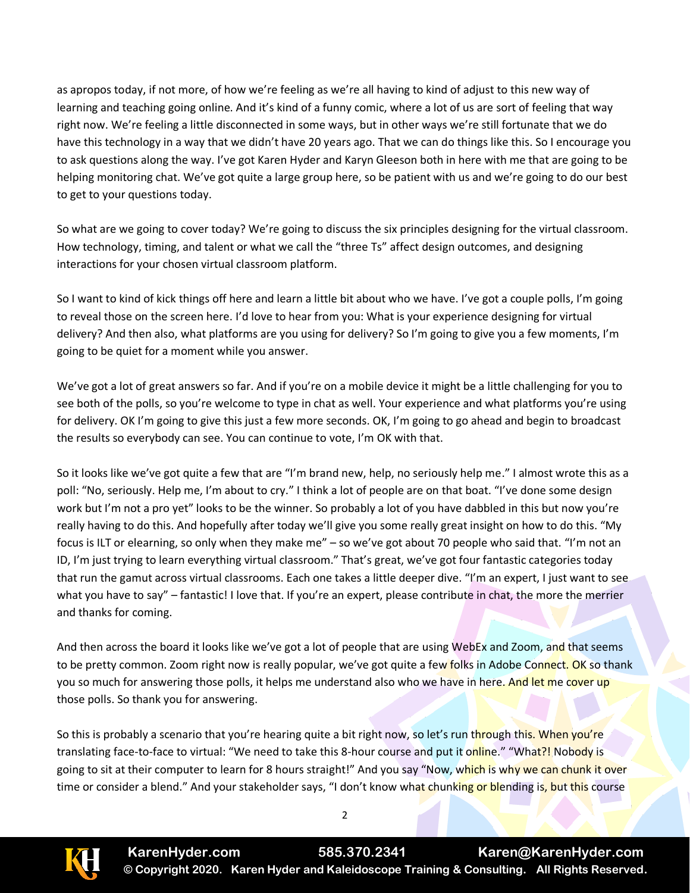as apropos today, if not more, of how we're feeling as we're all having to kind of adjust to this new way of learning and teaching going online. And it's kind of a funny comic, where a lot of us are sort of feeling that way right now. We're feeling a little disconnected in some ways, but in other ways we're still fortunate that we do have this technology in a way that we didn't have 20 years ago. That we can do things like this. So I encourage you to ask questions along the way. I've got Karen Hyder and Karyn Gleeson both in here with me that are going to be helping monitoring chat. We've got quite a large group here, so be patient with us and we're going to do our best to get to your questions today.

So what are we going to cover today? We're going to discuss the six principles designing for the virtual classroom. How technology, timing, and talent or what we call the "three Ts" affect design outcomes, and designing interactions for your chosen virtual classroom platform.

So I want to kind of kick things off here and learn a little bit about who we have. I've got a couple polls, I'm going to reveal those on the screen here. I'd love to hear from you: What is your experience designing for virtual delivery? And then also, what platforms are you using for delivery? So I'm going to give you a few moments, I'm going to be quiet for a moment while you answer.

We've got a lot of great answers so far. And if you're on a mobile device it might be a little challenging for you to see both of the polls, so you're welcome to type in chat as well. Your experience and what platforms you're using for delivery. OK I'm going to give this just a few more seconds. OK, I'm going to go ahead and begin to broadcast the results so everybody can see. You can continue to vote, I'm OK with that.

So it looks like we've got quite a few that are "I'm brand new, help, no seriously help me." I almost wrote this as a poll: "No, seriously. Help me, I'm about to cry." I think a lot of people are on that boat. "I've done some design work but I'm not a pro yet" looks to be the winner. So probably a lot of you have dabbled in this but now you're really having to do this. And hopefully after today we'll give you some really great insight on how to do this. "My focus is ILT or elearning, so only when they make me" – so we've got about 70 people who said that. "I'm not an ID, I'm just trying to learn everything virtual classroom." That's great, we've got four fantastic categories today that run the gamut across virtual classrooms. Each one takes a little deeper dive. "I'm an expert, I just want to see what you have to say" – fantastic! I love that. If you're an expert, please contribute in chat, the more the merrier and thanks for coming.

And then across the board it looks like we've got a lot of people that are using WebEx and Zoom, and that seems to be pretty common. Zoom right now is really popular, we've got quite a few folks in Adobe Connect. OK so thank you so much for answering those polls, it helps me understand also who we have in here. And let me cover up those polls. So thank you for answering.

So this is probably a scenario that you're hearing quite a bit right now, so let's run through this. When you're translating face-to-face to virtual: "We need to take this 8-hour course and put it online." "What?! Nobody is going to sit at their computer to learn for 8 hours straight!" And you say "Now, which is why we can chunk it over time or consider a blend." And your stakeholder says, "I don't know what chunking or blending is, but this course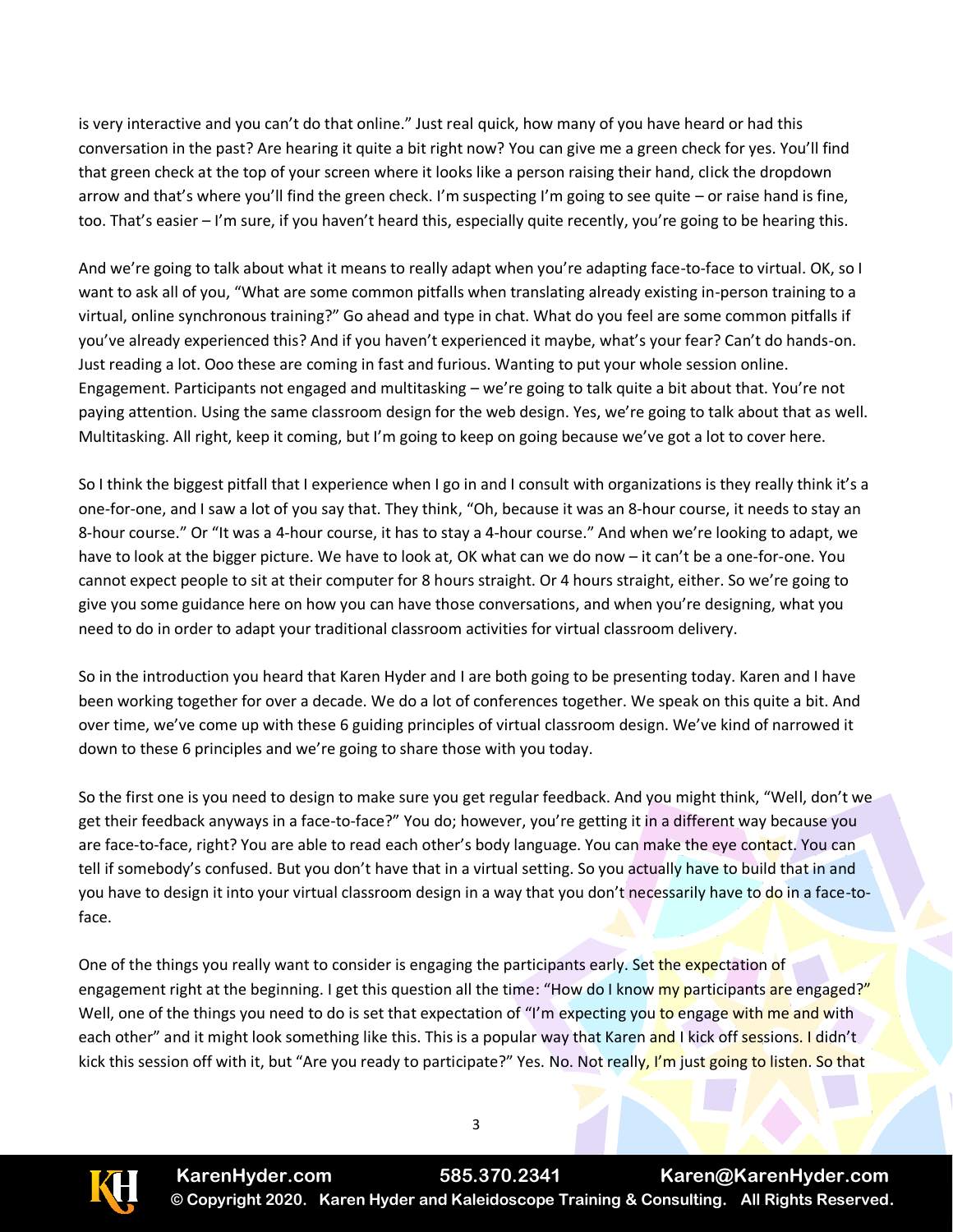is very interactive and you can't do that online." Just real quick, how many of you have heard or had this conversation in the past? Are hearing it quite a bit right now? You can give me a green check for yes. You'll find that green check at the top of your screen where it looks like a person raising their hand, click the dropdown arrow and that's where you'll find the green check. I'm suspecting I'm going to see quite – or raise hand is fine, too. That's easier – I'm sure, if you haven't heard this, especially quite recently, you're going to be hearing this.

And we're going to talk about what it means to really adapt when you're adapting face-to-face to virtual. OK, so I want to ask all of you, "What are some common pitfalls when translating already existing in-person training to a virtual, online synchronous training?" Go ahead and type in chat. What do you feel are some common pitfalls if you've already experienced this? And if you haven't experienced it maybe, what's your fear? Can't do hands-on. Just reading a lot. Ooo these are coming in fast and furious. Wanting to put your whole session online. Engagement. Participants not engaged and multitasking – we're going to talk quite a bit about that. You're not paying attention. Using the same classroom design for the web design. Yes, we're going to talk about that as well. Multitasking. All right, keep it coming, but I'm going to keep on going because we've got a lot to cover here.

So I think the biggest pitfall that I experience when I go in and I consult with organizations is they really think it's a one-for-one, and I saw a lot of you say that. They think, "Oh, because it was an 8-hour course, it needs to stay an 8-hour course." Or "It was a 4-hour course, it has to stay a 4-hour course." And when we're looking to adapt, we have to look at the bigger picture. We have to look at, OK what can we do now – it can't be a one-for-one. You cannot expect people to sit at their computer for 8 hours straight. Or 4 hours straight, either. So we're going to give you some guidance here on how you can have those conversations, and when you're designing, what you need to do in order to adapt your traditional classroom activities for virtual classroom delivery.

So in the introduction you heard that Karen Hyder and I are both going to be presenting today. Karen and I have been working together for over a decade. We do a lot of conferences together. We speak on this quite a bit. And over time, we've come up with these 6 guiding principles of virtual classroom design. We've kind of narrowed it down to these 6 principles and we're going to share those with you today.

So the first one is you need to design to make sure you get regular feedback. And you might think, "Well, don't we get their feedback anyways in a face-to-face?" You do; however, you're getting it in a different way because you are face-to-face, right? You are able to read each other's body language. You can make the eye contact. You can tell if somebody's confused. But you don't have that in a virtual setting. So you actually have to build that in and you have to design it into your virtual classroom design in a way that you don't necessarily have to do in a face-to-face.

One of the things you really want to consider is engaging the participants early. Set the expectation of engagement right at the beginning. I get this question all the time: "How do I know my participants are engaged?" Well, one of the things you need to do is set that expectation of "I'm expecting you to engage with me and with each other" and it might look something like this. This is a popular way that Karen and I kick off sessions. I didn't kick this session off with it, but "Are you ready to participate?" Yes. No. Not really, I'm just going to listen. So that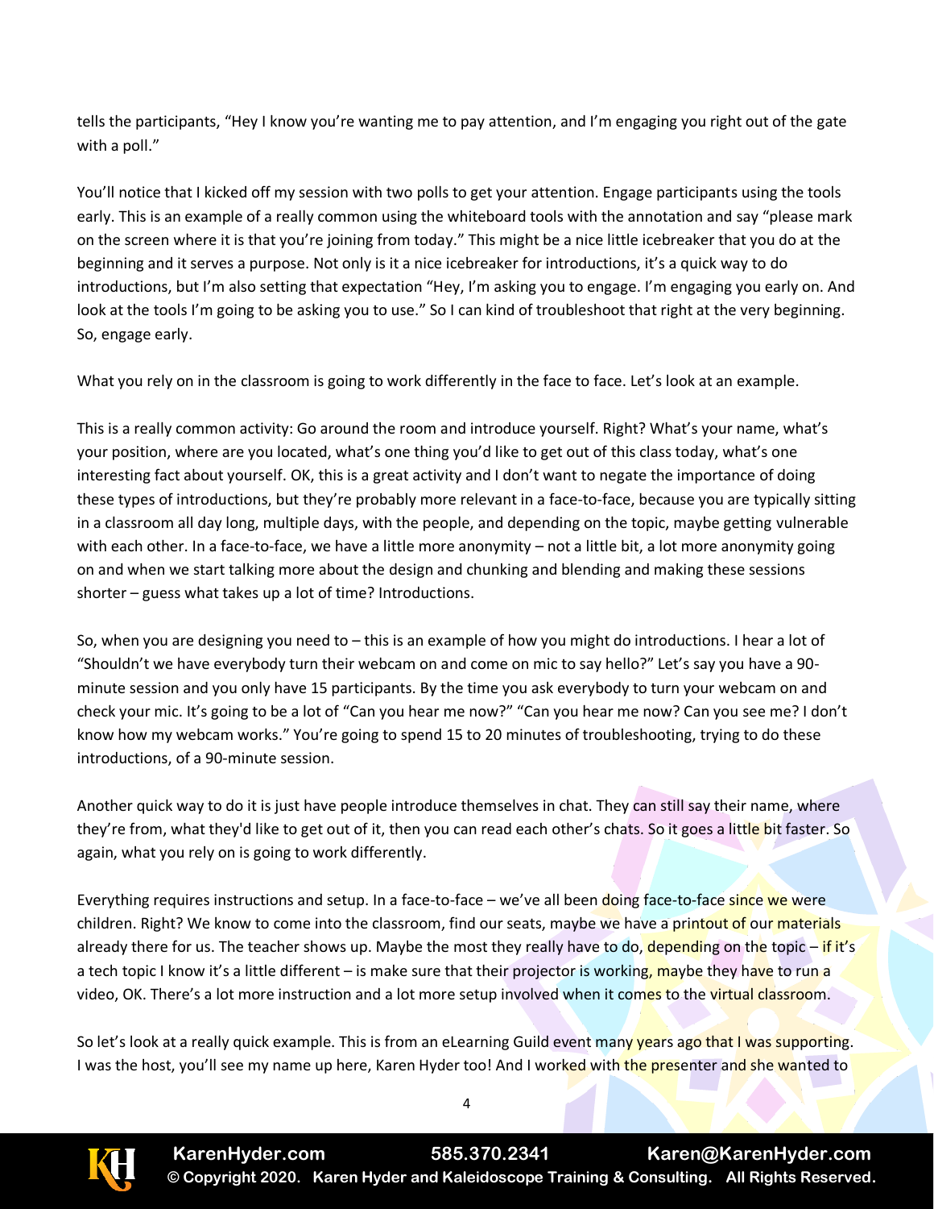tells the participants, "Hey I know you're wanting me to pay attention, and I'm engaging you right out of the gate with a poll."

You'll notice that I kicked off my session with two polls to get your attention. Engage participants using the tools early. This is an example of a really common using the whiteboard tools with the annotation and say "please mark on the screen where it is that you're joining from today." This might be a nice little icebreaker that you do at the beginning and it serves a purpose. Not only is it a nice icebreaker for introductions, it's a quick way to do introductions, but I'm also setting that expectation "Hey, I'm asking you to engage. I'm engaging you early on. And look at the tools I'm going to be asking you to use." So I can kind of troubleshoot that right at the very beginning. So, engage early.

What you rely on in the classroom is going to work differently in the face to face. Let's look at an example.

This is a really common activity: Go around the room and introduce yourself. Right? What's your name, what's your position, where are you located, what's one thing you'd like to get out of this class today, what's one interesting fact about yourself. OK, this is a great activity and I don't want to negate the importance of doing these types of introductions, but they're probably more relevant in a face-to-face, because you are typically sitting in a classroom all day long, multiple days, with the people, and depending on the topic, maybe getting vulnerable with each other. In a face-to-face, we have a little more anonymity – not a little bit, a lot more anonymity going on and when we start talking more about the design and chunking and blending and making these sessions shorter – guess what takes up a lot of time? Introductions.

So, when you are designing you need to – this is an example of how you might do introductions. I hear a lot of "Shouldn't we have everybody turn their webcam on and come on mic to say hello?" Let's say you have a 90-minute session and you only have 15 participants. By the time you ask everybody to turn your webcam on and check your mic. It's going to be a lot of "Can you hear me now?" "Can you hear me now? Can you see me? I don't know how my webcam works." You're going to spend 15 to 20 minutes of troubleshooting, trying to do these introductions, of a 90-minute session.

Another quick way to do it is just have people introduce themselves in chat. They can still say their name, where they're from, what they'd like to get out of it, then you can read each other's chats. So it goes a little bit faster. So again, what you rely on is going to work differently.

Everything requires instructions and setup. In a face-to-face – we've all been doing face-to-face since we were children. Right? We know to come into the classroom, find our seats, maybe we have a printout of our materials already there for us. The teacher shows up. Maybe the most they really have to do, depending on the topic – if it's a tech topic I know it's a little different – is make sure that their projector is working, maybe they have to run a video, OK. There's a lot more instruction and a lot more setup involved when it comes to the virtual classroom.

So let's look at a really quick example. This is from an eLearning Guild event many years ago that I was supporting. I was the host, you'll see my name up here, Karen Hyder too! And I worked with the presenter and she wanted to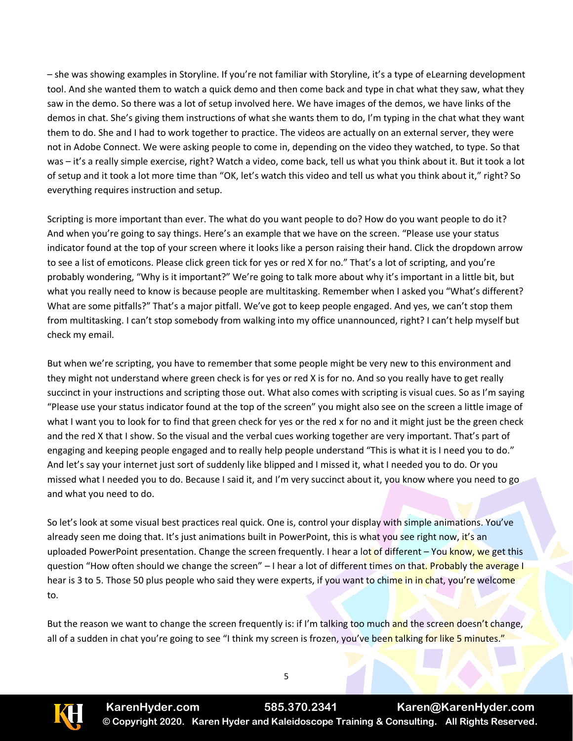– she was showing examples in Storyline. If you're not familiar with Storyline, it's a type of eLearning development tool. And she wanted them to watch a quick demo and then come back and type in chat what they saw, what they saw in the demo. So there was a lot of setup involved here. We have images of the demos, we have links of the demos in chat. She's giving them instructions of what she wants them to do, I'm typing in the chat what they want them to do. She and I had to work together to practice. The videos are actually on an external server, they were not in Adobe Connect. We were asking people to come in, depending on the video they watched, to type. So that was – it's a really simple exercise, right? Watch a video, come back, tell us what you think about it. But it took a lot of setup and it took a lot more time than "OK, let's watch this video and tell us what you think about it," right? So everything requires instruction and setup.

Scripting is more important than ever. The what do you want people to do? How do you want people to do it? And when you're going to say things. Here's an example that we have on the screen. "Please use your status indicator found at the top of your screen where it looks like a person raising their hand. Click the dropdown arrow to see a list of emoticons. Please click green tick for yes or red X for no." That's a lot of scripting, and you're probably wondering, "Why is it important?" We're going to talk more about why it's important in a little bit, but what you really need to know is because people are multitasking. Remember when I asked you "What's different? What are some pitfalls?" That's a major pitfall. We've got to keep people engaged. And yes, we can't stop them from multitasking. I can't stop somebody from walking into my office unannounced, right? I can't help myself but check my email.

But when we're scripting, you have to remember that some people might be very new to this environment and they might not understand where green check is for yes or red X is for no. And so you really have to get really succinct in your instructions and scripting those out. What also comes with scripting is visual cues. So as I'm saying "Please use your status indicator found at the top of the screen" you might also see on the screen a little image of what I want you to look for to find that green check for yes or the red x for no and it might just be the green check and the red X that I show. So the visual and the verbal cues working together are very important. That's part of engaging and keeping people engaged and to really help people understand "This is what it is I need you to do." And let's say your internet just sort of suddenly like blipped and I missed it, what I needed you to do. Or you missed what I needed you to do. Because I said it, and I'm very succinct about it, you know where you need to go and what you need to do.

So let's look at some visual best practices real quick. One is, control your display with simple animations. You've already seen me doing that. It's just animations built in PowerPoint, this is what you see right now, it's an uploaded PowerPoint presentation. Change the screen frequently. I hear a lot of different – You know, we get this question "How often should we change the screen" – I hear a lot of different times on that. Probably the average I hear is 3 to 5. Those 50 plus people who said they were experts, if you want to chime in in chat, you're welcome to.

But the reason we want to change the screen frequently is: if I'm talking too much and the screen doesn't change, all of a sudden in chat you're going to see "I think my screen is frozen, you've been talking for like 5 minutes."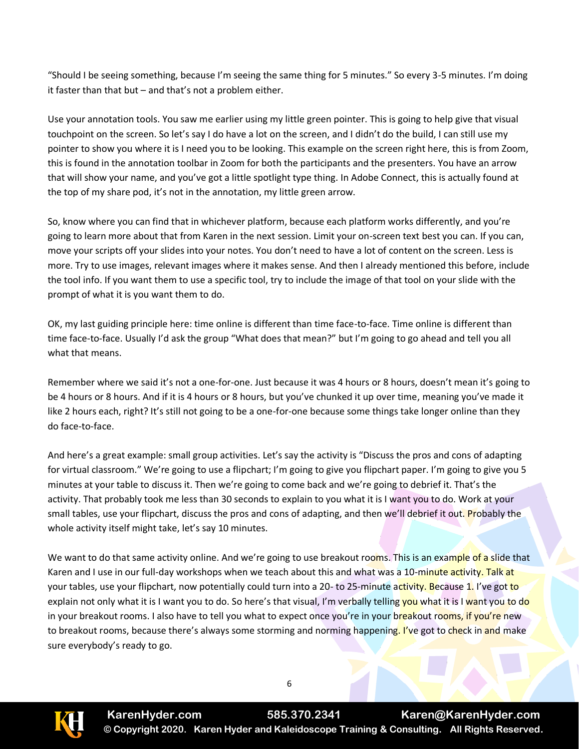"Should I be seeing something, because I'm seeing the same thing for 5 minutes." So every 3-5 minutes. I'm doing it faster than that but – and that's not a problem either.

Use your annotation tools. You saw me earlier using my little green pointer. This is going to help give that visual touchpoint on the screen. So let's say I do have a lot on the screen, and I didn't do the build, I can still use my pointer to show you where it is I need you to be looking. This example on the screen right here, this is from Zoom, this is found in the annotation toolbar in Zoom for both the participants and the presenters. You have an arrow that will show your name, and you've got a little spotlight type thing. In Adobe Connect, this is actually found at the top of my share pod, it's not in the annotation, my little green arrow.

So, know where you can find that in whichever platform, because each platform works differently, and you're going to learn more about that from Karen in the next session. Limit your on-screen text best you can. If you can, move your scripts off your slides into your notes. You don't need to have a lot of content on the screen. Less is more. Try to use images, relevant images where it makes sense. And then I already mentioned this before, include the tool info. If you want them to use a specific tool, try to include the image of that tool on your slide with the prompt of what it is you want them to do.

OK, my last guiding principle here: time online is different than time face-to-face. Time online is different than time face-to-face. Usually I'd ask the group "What does that mean?" but I'm going to go ahead and tell you all what that means.

Remember where we said it's not a one-for-one. Just because it was 4 hours or 8 hours, doesn't mean it's going to be 4 hours or 8 hours. And if it is 4 hours or 8 hours, but you've chunked it up over time, meaning you've made it like 2 hours each, right? It's still not going to be a one-for-one because some things take longer online than they do face-to-face.

And here's a great example: small group activities. Let's say the activity is "Discuss the pros and cons of adapting for virtual classroom." We're going to use a flipchart; I'm going to give you flipchart paper. I'm going to give you 5 minutes at your table to discuss it. Then we're going to come back and we're going to debrief it. That's the activity. That probably took me less than 30 seconds to explain to you what it is I want you to do. Work at your small tables, use your flipchart, discuss the pros and cons of adapting, and then we'll debrief it out. Probably the whole activity itself might take, let's say 10 minutes.

We want to do that same activity online. And we're going to use breakout rooms. This is an example of a slide that Karen and I use in our full-day workshops when we teach about this and what was a 10-minute activity. Talk at your tables, use your flipchart, now potentially could turn into a 20- to 25-minute activity. Because 1. I've got to explain not only what it is I want you to do. So here's that visual, I'm verbally telling you what it is I want you to do in your breakout rooms. I also have to tell you what to expect once you're in your breakout rooms, if you're new to breakout rooms, because there's always some storming and norming happening. I've got to check in and make sure everybody's ready to go.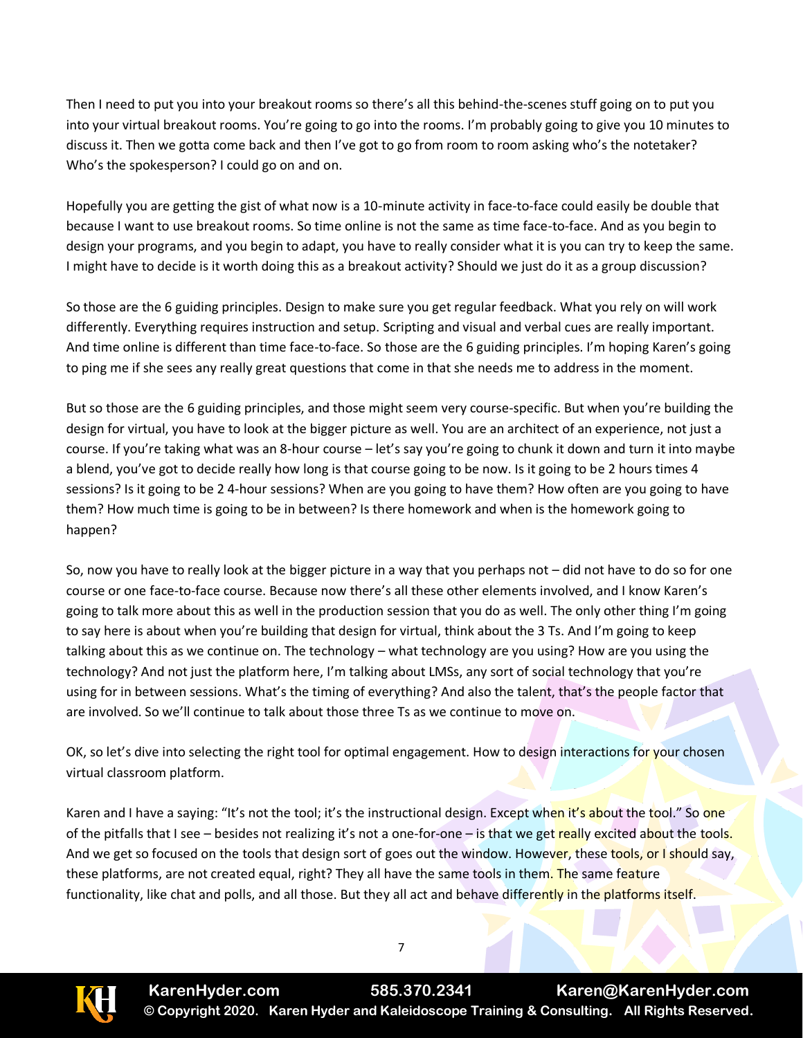Then I need to put you into your breakout rooms so there's all this behind-the-scenes stuff going on to put you into your virtual breakout rooms. You're going to go into the rooms. I'm probably going to give you 10 minutes to discuss it. Then we gotta come back and then I've got to go from room to room asking who's the notetaker? Who's the spokesperson? I could go on and on.

Hopefully you are getting the gist of what now is a 10-minute activity in face-to-face could easily be double that because I want to use breakout rooms. So time online is not the same as time face-to-face. And as you begin to design your programs, and you begin to adapt, you have to really consider what it is you can try to keep the same. I might have to decide is it worth doing this as a breakout activity? Should we just do it as a group discussion?

So those are the 6 guiding principles. Design to make sure you get regular feedback. What you rely on will work differently. Everything requires instruction and setup. Scripting and visual and verbal cues are really important. And time online is different than time face-to-face. So those are the 6 guiding principles. I'm hoping Karen's going to ping me if she sees any really great questions that come in that she needs me to address in the moment.

But so those are the 6 guiding principles, and those might seem very course-specific. But when you're building the design for virtual, you have to look at the bigger picture as well. You are an architect of an experience, not just a course. If you're taking what was an 8-hour course – let's say you're going to chunk it down and turn it into maybe a blend, you've got to decide really how long is that course going to be now. Is it going to be 2 hours times 4 sessions? Is it going to be 2 4-hour sessions? When are you going to have them? How often are you going to have them? How much time is going to be in between? Is there homework and when is the homework going to happen?

So, now you have to really look at the bigger picture in a way that you perhaps not – did not have to do so for one course or one face-to-face course. Because now there's all these other elements involved, and I know Karen's going to talk more about this as well in the production session that you do as well. The only other thing I'm going to say here is about when you're building that design for virtual, think about the 3 Ts. And I'm going to keep talking about this as we continue on. The technology – what technology are you using? How are you using the technology? And not just the platform here, I'm talking about LMSs, any sort of social technology that you're using for in between sessions. What's the timing of everything? And also the talent, that's the people factor that are involved. So we'll continue to talk about those three Ts as we continue to move on.

OK, so let's dive into selecting the right tool for optimal engagement. How to design interactions for your chosen virtual classroom platform.

Karen and I have a saying: "It's not the tool; it's the instructional design. Except when it's about the tool." So one of the pitfalls that I see – besides not realizing it's not a one-for-one – is that we get really excited about the tools. And we get so focused on the tools that design sort of goes out the window. However, these tools, or I should say, these platforms, are not created equal, right? They all have the same tools in them. The same feature functionality, like chat and polls, and all those. But they all act and behave differently in the platforms itself.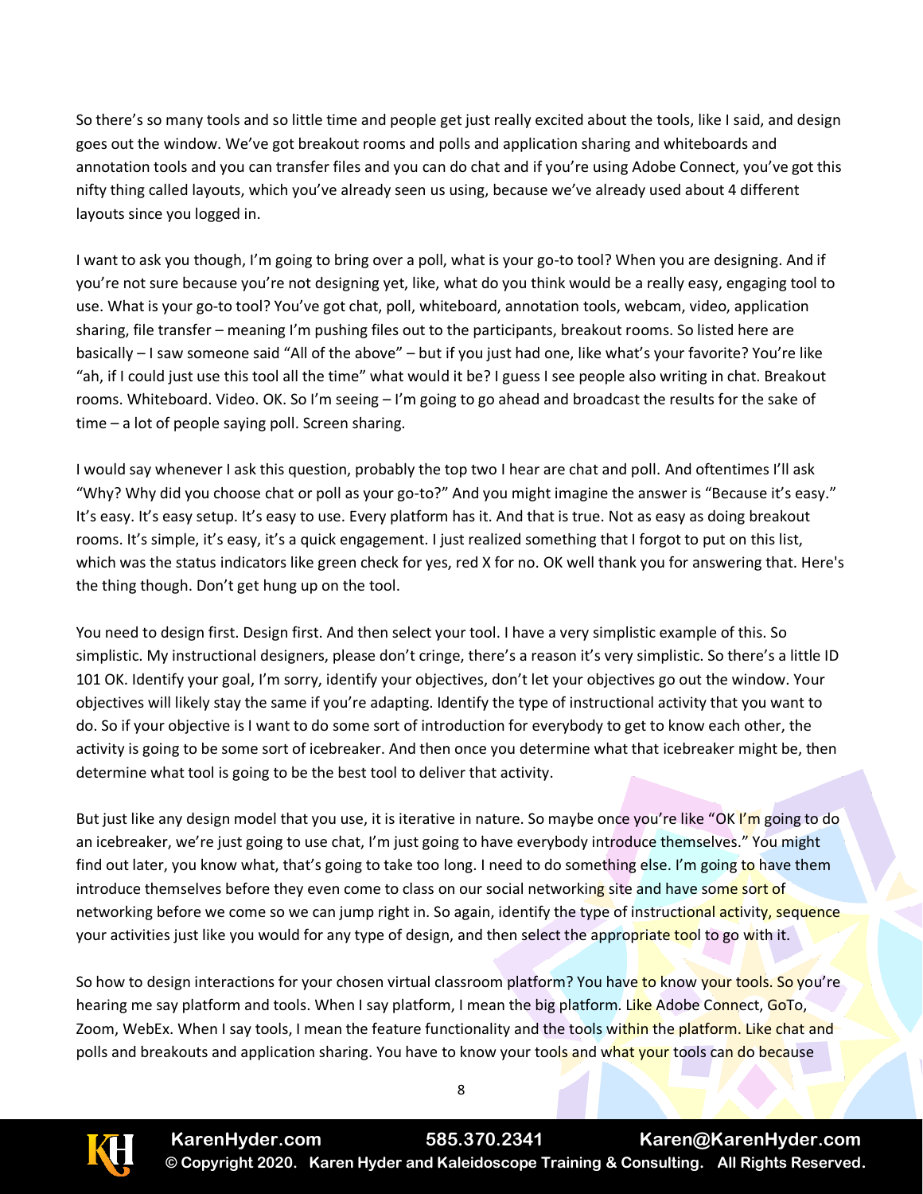So there's so many tools and so little time and people get just really excited about the tools, like I said, and design goes out the window. We've got breakout rooms and polls and application sharing and whiteboards and annotation tools and you can transfer files and you can do chat and if you're using Adobe Connect, you've got this nifty thing called layouts, which you've already seen us using, because we've already used about 4 different layouts since you logged in.

I want to ask you though, I'm going to bring over a poll, what is your go-to tool? When you are designing. And if you're not sure because you're not designing yet, like, what do you think would be a really easy, engaging tool to use. What is your go-to tool? You've got chat, poll, whiteboard, annotation tools, webcam, video, application sharing, file transfer – meaning I'm pushing files out to the participants, breakout rooms. So listed here are basically – I saw someone said "All of the above" – but if you just had one, like what's your favorite? You're like "ah, if I could just use this tool all the time" what would it be? I guess I see people also writing in chat. Breakout rooms. Whiteboard. Video. OK. So I'm seeing – I'm going to go ahead and broadcast the results for the sake of time – a lot of people saying poll. Screen sharing.

I would say whenever I ask this question, probably the top two I hear are chat and poll. And oftentimes I'll ask "Why? Why did you choose chat or poll as your go-to?" And you might imagine the answer is "Because it's easy." It's easy. It's easy setup. It's easy to use. Every platform has it. And that is true. Not as easy as doing breakout rooms. It's simple, it's easy, it's a quick engagement. I just realized something that I forgot to put on this list, which was the status indicators like green check for yes, red X for no. OK well thank you for answering that. Here's the thing though. Don't get hung up on the tool.

You need to design first. Design first. And then select your tool. I have a very simplistic example of this. So simplistic. My instructional designers, please don't cringe, there's a reason it's very simplistic. So there's a little ID 101 OK. Identify your goal, I'm sorry, identify your objectives, don't let your objectives go out the window. Your objectives will likely stay the same if you're adapting. Identify the type of instructional activity that you want to do. So if your objective is I want to do some sort of introduction for everybody to get to know each other, the activity is going to be some sort of icebreaker. And then once you determine what that icebreaker might be, then determine what tool is going to be the best tool to deliver that activity.

But just like any design model that you use, it is iterative in nature. So maybe once you're like "OK I'm going to do an icebreaker, we're just going to use chat, I'm just going to have everybody introduce themselves." You might find out later, you know what, that's going to take too long. I need to do something else. I'm going to have them introduce themselves before they even come to class on our social networking site and have some sort of networking before we come so we can jump right in. So again, identify the type of instructional activity, sequence your activities just like you would for any type of design, and then select the appropriate tool to go with it.

So how to design interactions for your chosen virtual classroom platform? You have to know your tools. So you're hearing me say platform and tools. When I say platform, I mean the big platform. Like Adobe Connect, GoTo, Zoom, WebEx. When I say tools, I mean the feature functionality and the tools within the platform. Like chat and polls and breakouts and application sharing. You have to know your tools and what your tools can do because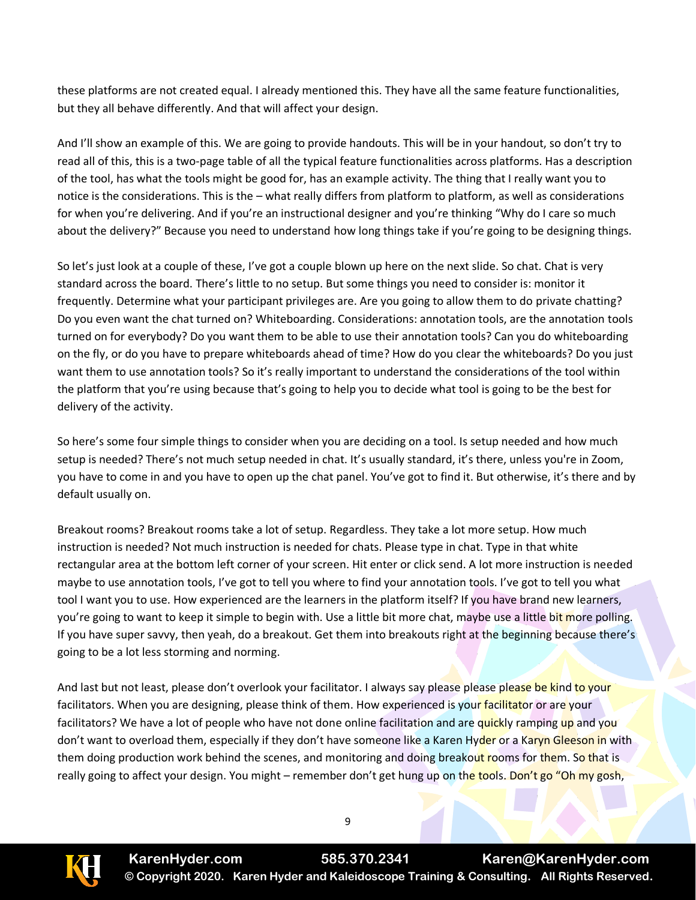these platforms are not created equal. I already mentioned this. They have all the same feature functionalities, but they all behave differently. And that will affect your design.

And I'll show an example of this. We are going to provide handouts. This will be in your handout, so don't try to read all of this, this is a two-page table of all the typical feature functionalities across platforms. Has a description of the tool, has what the tools might be good for, has an example activity. The thing that I really want you to notice is the considerations. This is the – what really differs from platform to platform, as well as considerations for when you're delivering. And if you're an instructional designer and you're thinking "Why do I care so much about the delivery?" Because you need to understand how long things take if you're going to be designing things.

So let's just look at a couple of these, I've got a couple blown up here on the next slide. So chat. Chat is very standard across the board. There's little to no setup. But some things you need to consider is: monitor it frequently. Determine what your participant privileges are. Are you going to allow them to do private chatting? Do you even want the chat turned on? Whiteboarding. Considerations: annotation tools, are the annotation tools turned on for everybody? Do you want them to be able to use their annotation tools? Can you do whiteboarding on the fly, or do you have to prepare whiteboards ahead of time? How do you clear the whiteboards? Do you just want them to use annotation tools? So it's really important to understand the considerations of the tool within the platform that you're using because that's going to help you to decide what tool is going to be the best for delivery of the activity.

So here's some four simple things to consider when you are deciding on a tool. Is setup needed and how much setup is needed? There's not much setup needed in chat. It's usually standard, it's there, unless you're in Zoom, you have to come in and you have to open up the chat panel. You've got to find it. But otherwise, it's there and by default usually on.

Breakout rooms? Breakout rooms take a lot of setup. Regardless. They take a lot more setup. How much instruction is needed? Not much instruction is needed for chats. Please type in chat. Type in that white rectangular area at the bottom left corner of your screen. Hit enter or click send. A lot more instruction is needed maybe to use annotation tools, I've got to tell you where to find your annotation tools. I've got to tell you what tool I want you to use. How experienced are the learners in the platform itself? If you have brand new learners, you're going to want to keep it simple to begin with. Use a little bit more chat, maybe use a little bit more polling. If you have super savvy, then yeah, do a breakout. Get them into breakouts right at the beginning because there's going to be a lot less storming and norming.

And last but not least, please don't overlook your facilitator. I always say please please please be kind to your facilitators. When you are designing, please think of them. How experienced is your facilitator or are your facilitators? We have a lot of people who have not done online facilitation and are quickly ramping up and you don't want to overload them, especially if they don't have someone like a Karen Hyder or a Karyn Gleeson in with them doing production work behind the scenes, and monitoring and doing breakout rooms for them. So that is really going to affect your design. You might – remember don't get hung up on the tools. Don't go "Oh my gosh,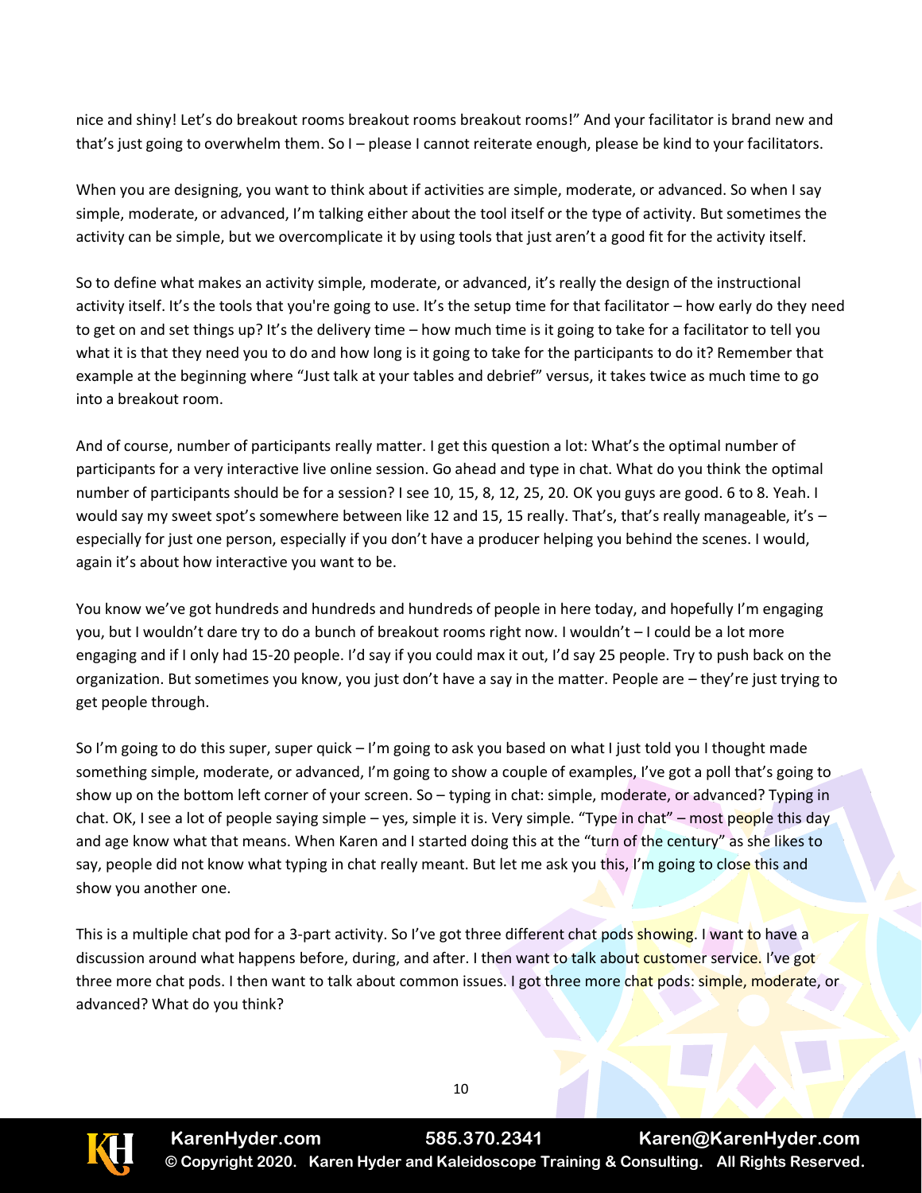nice and shiny! Let's do breakout rooms breakout rooms breakout rooms!" And your facilitator is brand new and that's just going to overwhelm them. So I – please I cannot reiterate enough, please be kind to your facilitators.

When you are designing, you want to think about if activities are simple, moderate, or advanced. So when I say simple, moderate, or advanced, I'm talking either about the tool itself or the type of activity. But sometimes the activity can be simple, but we overcomplicate it by using tools that just aren't a good fit for the activity itself.

So to define what makes an activity simple, moderate, or advanced, it's really the design of the instructional activity itself. It's the tools that you're going to use. It's the setup time for that facilitator – how early do they need to get on and set things up? It's the delivery time – how much time is it going to take for a facilitator to tell you what it is that they need you to do and how long is it going to take for the participants to do it? Remember that example at the beginning where "Just talk at your tables and debrief" versus, it takes twice as much time to go into a breakout room.

And of course, number of participants really matter. I get this question a lot: What's the optimal number of participants for a very interactive live online session. Go ahead and type in chat. What do you think the optimal number of participants should be for a session? I see 10, 15, 8, 12, 25, 20. OK you guys are good. 6 to 8. Yeah. I would say my sweet spot's somewhere between like 12 and 15, 15 really. That's, that's really manageable, it's – especially for just one person, especially if you don't have a producer helping you behind the scenes. I would, again it's about how interactive you want to be.

You know we've got hundreds and hundreds and hundreds of people in here today, and hopefully I'm engaging you, but I wouldn't dare try to do a bunch of breakout rooms right now. I wouldn't – I could be a lot more engaging and if I only had 15-20 people. I'd say if you could max it out, I'd say 25 people. Try to push back on the organization. But sometimes you know, you just don't have a say in the matter. People are – they're just trying to get people through.

So I'm going to do this super, super quick – I'm going to ask you based on what I just told you I thought made something simple, moderate, or advanced, I'm going to show a couple of examples, I've got a poll that's going to show up on the bottom left corner of your screen. So – typing in chat: simple, moderate, or advanced? Typing in chat. OK, I see a lot of people saying simple – yes, simple it is. Very simple. "Type in chat" – most people this day and age know what that means. When Karen and I started doing this at the "turn of the century" as she likes to say, people did not know what typing in chat really meant. But let me ask you this, I'm going to close this and show you another one.

This is a multiple chat pod for a 3-part activity. So I've got three different chat pods showing. I want to have a discussion around what happens before, during, and after. I then want to talk about customer service. I've got three more chat pods. I then want to talk about common issues. I got three more chat pods: simple, moderate, or advanced? What do you think?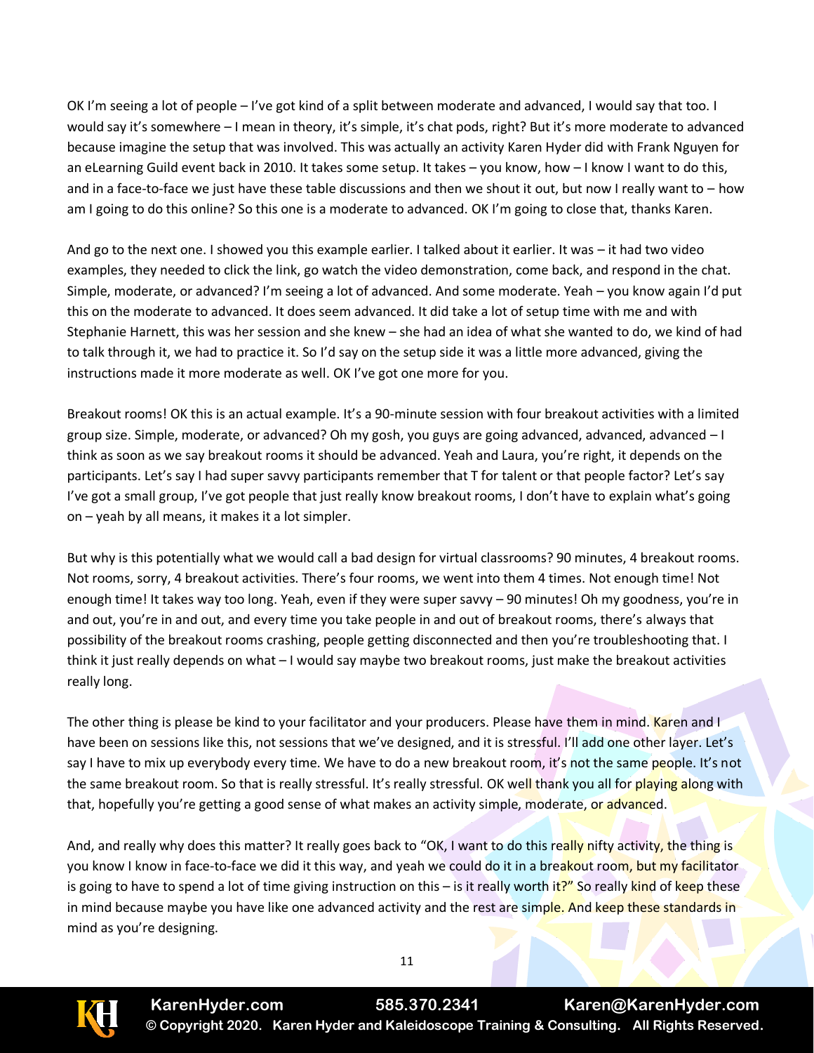OK I'm seeing a lot of people – I've got kind of a split between moderate and advanced, I would say that too. I would say it's somewhere – I mean in theory, it's simple, it's chat pods, right? But it's more moderate to advanced because imagine the setup that was involved. This was actually an activity Karen Hyder did with Frank Nguyen for an eLearning Guild event back in 2010. It takes some setup. It takes – you know, how – I know I want to do this, and in a face-to-face we just have these table discussions and then we shout it out, but now I really want to – how am I going to do this online? So this one is a moderate to advanced. OK I'm going to close that, thanks Karen.

And go to the next one. I showed you this example earlier. I talked about it earlier. It was – it had two video examples, they needed to click the link, go watch the video demonstration, come back, and respond in the chat. Simple, moderate, or advanced? I'm seeing a lot of advanced. And some moderate. Yeah – you know again I'd put this on the moderate to advanced. It does seem advanced. It did take a lot of setup time with me and with Stephanie Harnett, this was her session and she knew – she had an idea of what she wanted to do, we kind of had to talk through it, we had to practice it. So I'd say on the setup side it was a little more advanced, giving the instructions made it more moderate as well. OK I've got one more for you.

Breakout rooms! OK this is an actual example. It's a 90-minute session with four breakout activities with a limited group size. Simple, moderate, or advanced? Oh my gosh, you guys are going advanced, advanced, advanced – I think as soon as we say breakout rooms it should be advanced. Yeah and Laura, you're right, it depends on the participants. Let's say I had super savvy participants remember that T for talent or that people factor? Let's say I've got a small group, I've got people that just really know breakout rooms, I don't have to explain what's going on – yeah by all means, it makes it a lot simpler.

But why is this potentially what we would call a bad design for virtual classrooms? 90 minutes, 4 breakout rooms. Not rooms, sorry, 4 breakout activities. There's four rooms, we went into them 4 times. Not enough time! Not enough time! It takes way too long. Yeah, even if they were super savvy – 90 minutes! Oh my goodness, you're in and out, you're in and out, and every time you take people in and out of breakout rooms, there's always that possibility of the breakout rooms crashing, people getting disconnected and then you're troubleshooting that. I think it just really depends on what – I would say maybe two breakout rooms, just make the breakout activities really long.

The other thing is please be kind to your facilitator and your producers. Please have them in mind. Karen and I have been on sessions like this, not sessions that we've designed, and it is stressful. I'll add one other layer. Let's say I have to mix up everybody every time. We have to do a new breakout room, it's not the same people. It's not the same breakout room. So that is really stressful. It's really stressful. OK well thank you all for playing along with that, hopefully you're getting a good sense of what makes an activity simple, moderate, or advanced.

And, and really why does this matter? It really goes back to "OK, I want to do this really nifty activity, the thing is you know I know in face-to-face we did it this way, and yeah we could do it in a breakout room, but my facilitator is going to have to spend a lot of time giving instruction on this – is it really worth it?" So really kind of keep these in mind because maybe you have like one advanced activity and the rest are simple. And keep these standards in mind as you're designing.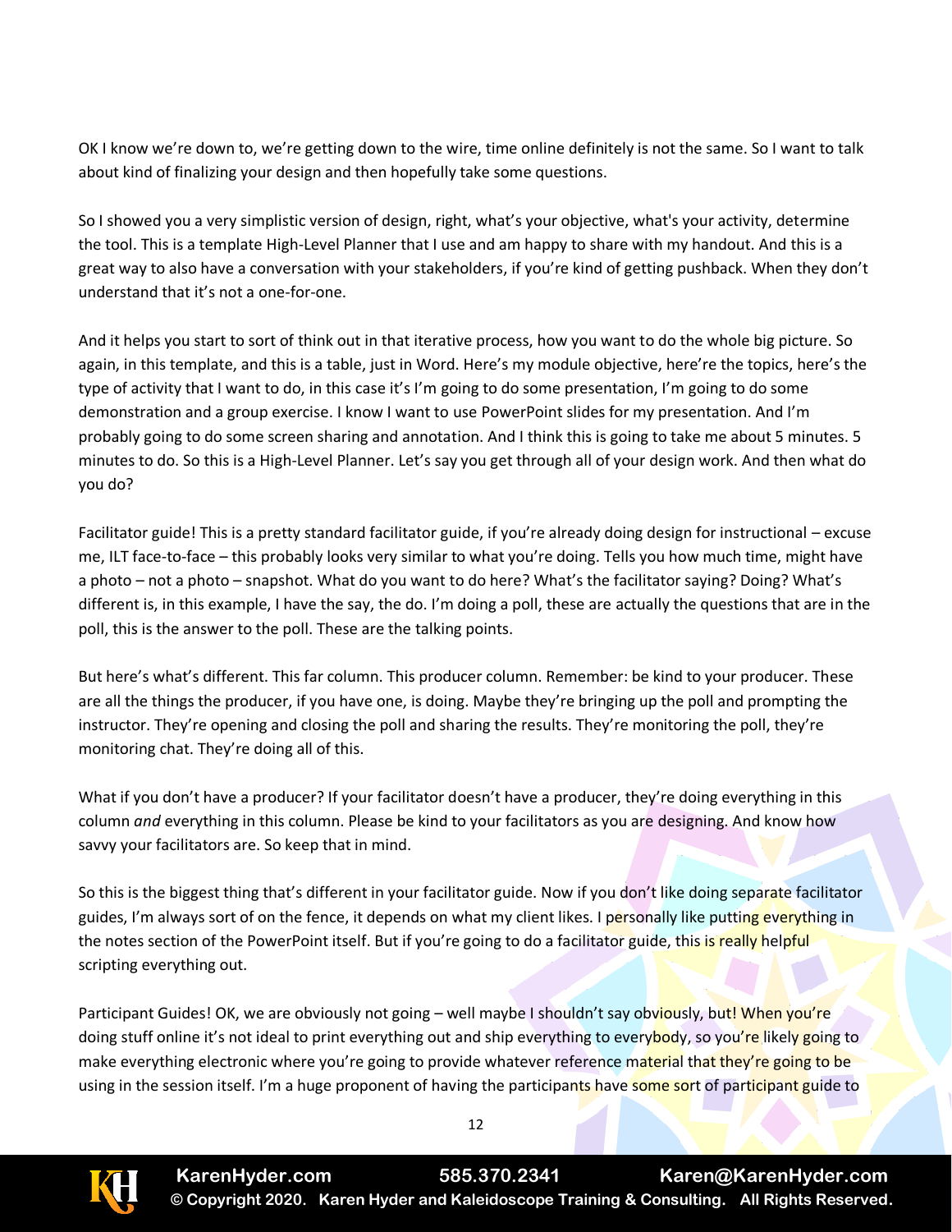OK I know we're down to, we're getting down to the wire, time online definitely is not the same. So I want to talk about kind of finalizing your design and then hopefully take some questions.

So I showed you a very simplistic version of design, right, what's your objective, what's your activity, determine the tool. This is a template High-Level Planner that I use and am happy to share with my handout. And this is a great way to also have a conversation with your stakeholders, if you're kind of getting pushback. When they don't understand that it's not a one-for-one.

And it helps you start to sort of think out in that iterative process, how you want to do the whole big picture. So again, in this template, and this is a table, just in Word. Here's my module objective, here're the topics, here's the type of activity that I want to do, in this case it's I'm going to do some presentation, I'm going to do some demonstration and a group exercise. I know I want to use PowerPoint slides for my presentation. And I'm probably going to do some screen sharing and annotation. And I think this is going to take me about 5 minutes. 5 minutes to do. So this is a High-Level Planner. Let's say you get through all of your design work. And then what do you do?

Facilitator guide! This is a pretty standard facilitator guide, if you're already doing design for instructional – excuse me, ILT face-to-face – this probably looks very similar to what you're doing. Tells you how much time, might have a photo – not a photo – snapshot. What do you want to do here? What's the facilitator saying? Doing? What's different is, in this example, I have the say, the do. I'm doing a poll, these are actually the questions that are in the poll, this is the answer to the poll. These are the talking points.

But here's what's different. This far column. This producer column. Remember: be kind to your producer. These are all the things the producer, if you have one, is doing. Maybe they're bringing up the poll and prompting the instructor. They're opening and closing the poll and sharing the results. They're monitoring the poll, they're monitoring chat. They're doing all of this.

What if you don't have a producer? If your facilitator doesn't have a producer, they're doing everything in this column *and* everything in this column. Please be kind to your facilitators as you are designing. And know how savvy your facilitators are. So keep that in mind.

So this is the biggest thing that's different in your facilitator guide. Now if you don't like doing separate facilitator guides, I'm always sort of on the fence, it depends on what my client likes. I personally like putting everything in the notes section of the PowerPoint itself. But if you're going to do a facilitator guide, this is really helpful scripting everything out.

Participant Guides! OK, we are obviously not going – well maybe I shouldn't say obviously, but! When you're doing stuff online it's not ideal to print everything out and ship everything to everybody, so you're likely going to make everything electronic where you're going to provide whatever reference material that they're going to be using in the session itself. I'm a huge proponent of having the participants have some sort of participant guide to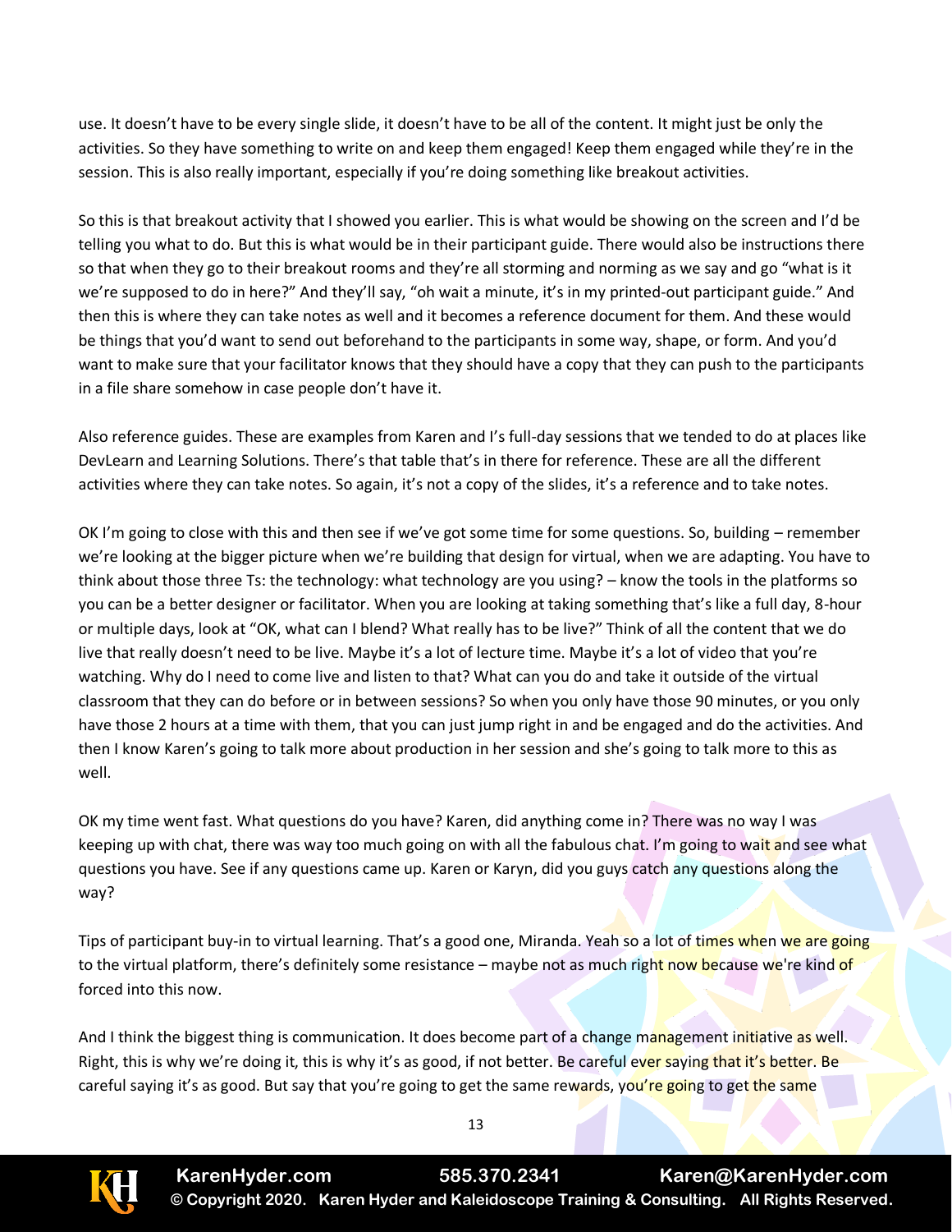use. It doesn't have to be every single slide, it doesn't have to be all of the content. It might just be only the activities. So they have something to write on and keep them engaged! Keep them engaged while they're in the session. This is also really important, especially if you're doing something like breakout activities.

So this is that breakout activity that I showed you earlier. This is what would be showing on the screen and I'd be telling you what to do. But this is what would be in their participant guide. There would also be instructions there so that when they go to their breakout rooms and they're all storming and norming as we say and go "what is it we're supposed to do in here?" And they'll say, "oh wait a minute, it's in my printed-out participant guide." And then this is where they can take notes as well and it becomes a reference document for them. And these would be things that you'd want to send out beforehand to the participants in some way, shape, or form. And you'd want to make sure that your facilitator knows that they should have a copy that they can push to the participants in a file share somehow in case people don't have it.

Also reference guides. These are examples from Karen and I's full-day sessions that we tended to do at places like DevLearn and Learning Solutions. There's that table that's in there for reference. These are all the different activities where they can take notes. So again, it's not a copy of the slides, it's a reference and to take notes.

OK I'm going to close with this and then see if we've got some time for some questions. So, building – remember we're looking at the bigger picture when we're building that design for virtual, when we are adapting. You have to think about those three Ts: the technology: what technology are you using? – know the tools in the platforms so you can be a better designer or facilitator. When you are looking at taking something that's like a full day, 8-hour or multiple days, look at "OK, what can I blend? What really has to be live?" Think of all the content that we do live that really doesn't need to be live. Maybe it's a lot of lecture time. Maybe it's a lot of video that you're watching. Why do I need to come live and listen to that? What can you do and take it outside of the virtual classroom that they can do before or in between sessions? So when you only have those 90 minutes, or you only have those 2 hours at a time with them, that you can just jump right in and be engaged and do the activities. And then I know Karen's going to talk more about production in her session and she's going to talk more to this as well.

OK my time went fast. What questions do you have? Karen, did anything come in? There was no way I was keeping up with chat, there was way too much going on with all the fabulous chat. I'm going to wait and see what questions you have. See if any questions came up. Karen or Karyn, did you guys catch any questions along the way?

Tips of participant buy-in to virtual learning. That's a good one, Miranda. Yeah so a lot of times when we are going to the virtual platform, there's definitely some resistance – maybe not as much right now because we're kind of forced into this now.

And I think the biggest thing is communication. It does become part of a change management initiative as well. Right, this is why we're doing it, this is why it's as good, if not better. Be careful ever saying that it's better. Be careful saying it's as good. But say that you're going to get the same rewards, you're going to get the same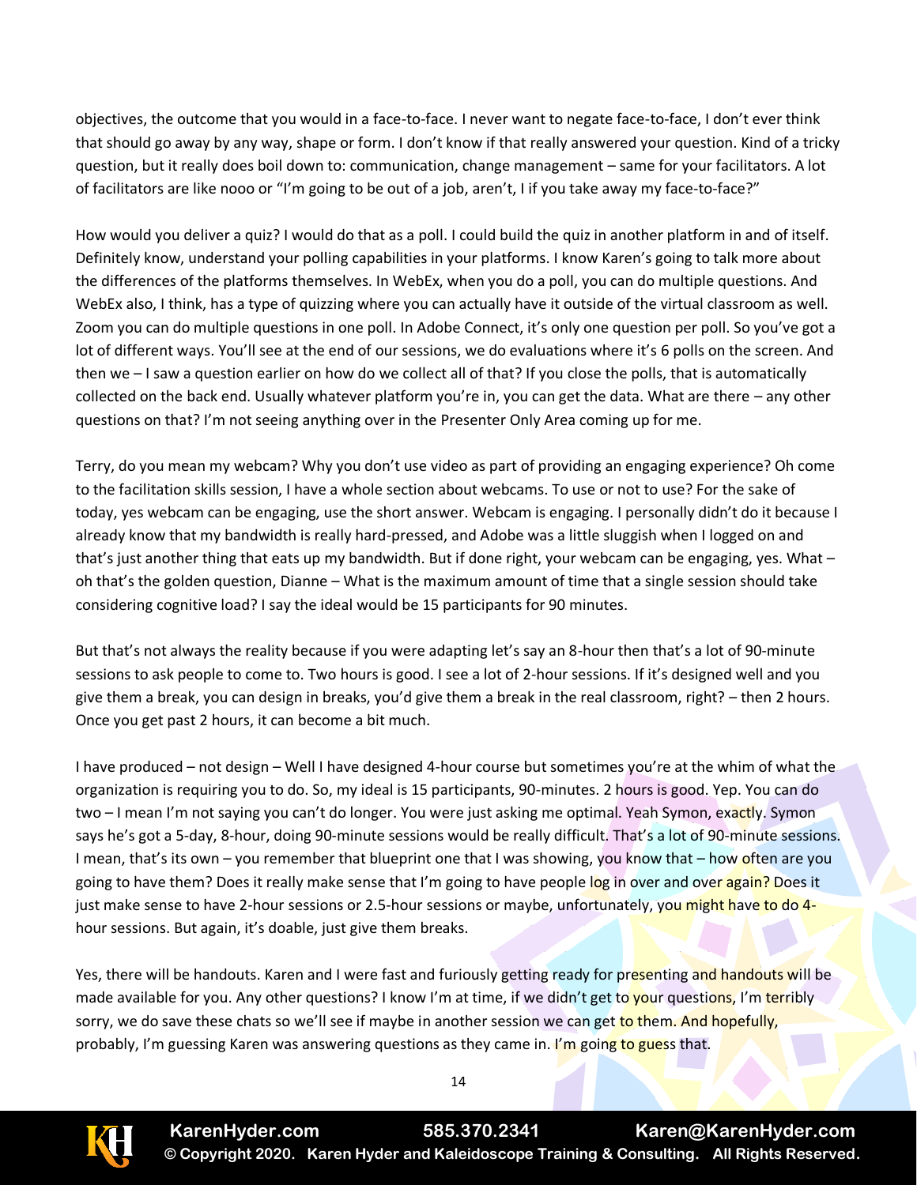objectives, the outcome that you would in a face-to-face. I never want to negate face-to-face, I don't ever think that should go away by any way, shape or form. I don't know if that really answered your question. Kind of a tricky question, but it really does boil down to: communication, change management – same for your facilitators. A lot of facilitators are like nooo or "I'm going to be out of a job, aren't, I if you take away my face-to-face?"

How would you deliver a quiz? I would do that as a poll. I could build the quiz in another platform in and of itself. Definitely know, understand your polling capabilities in your platforms. I know Karen's going to talk more about the differences of the platforms themselves. In WebEx, when you do a poll, you can do multiple questions. And WebEx also, I think, has a type of quizzing where you can actually have it outside of the virtual classroom as well. Zoom you can do multiple questions in one poll. In Adobe Connect, it's only one question per poll. So you've got a lot of different ways. You'll see at the end of our sessions, we do evaluations where it's 6 polls on the screen. And then we – I saw a question earlier on how do we collect all of that? If you close the polls, that is automatically collected on the back end. Usually whatever platform you're in, you can get the data. What are there – any other questions on that? I'm not seeing anything over in the Presenter Only Area coming up for me.

Terry, do you mean my webcam? Why you don't use video as part of providing an engaging experience? Oh come to the facilitation skills session, I have a whole section about webcams. To use or not to use? For the sake of today, yes webcam can be engaging, use the short answer. Webcam is engaging. I personally didn't do it because I already know that my bandwidth is really hard-pressed, and Adobe was a little sluggish when I logged on and that's just another thing that eats up my bandwidth. But if done right, your webcam can be engaging, yes. What – oh that's the golden question, Dianne – What is the maximum amount of time that a single session should take considering cognitive load? I say the ideal would be 15 participants for 90 minutes.

But that's not always the reality because if you were adapting let's say an 8-hour then that's a lot of 90-minute sessions to ask people to come to. Two hours is good. I see a lot of 2-hour sessions. If it's designed well and you give them a break, you can design in breaks, you'd give them a break in the real classroom, right? – then 2 hours. Once you get past 2 hours, it can become a bit much.

I have produced – not design – Well I have designed 4-hour course but sometimes you're at the whim of what the organization is requiring you to do. So, my ideal is 15 participants, 90-minutes. 2 hours is good. Yep. You can do two – I mean I'm not saying you can't do longer. You were just asking me optimal. Yeah Symon, exactly. Symon says he's got a 5-day, 8-hour, doing 90-minute sessions would be really difficult. That's a lot of 90-minute sessions. I mean, that's its own – you remember that blueprint one that I was showing, you know that – how often are you going to have them? Does it really make sense that I'm going to have people log in over and over again? Does it just make sense to have 2-hour sessions or 2.5-hour sessions or maybe, unfortunately, you might have to do 4-hour sessions. But again, it's doable, just give them breaks.

Yes, there will be handouts. Karen and I were fast and furiously getting ready for presenting and handouts will be made available for you. Any other questions? I know I'm at time, if we didn't get to your questions, I'm terribly sorry, we do save these chats so we'll see if maybe in another session we can get to them. And hopefully, probably, I'm guessing Karen was answering questions as they came in. I'm going to guess that.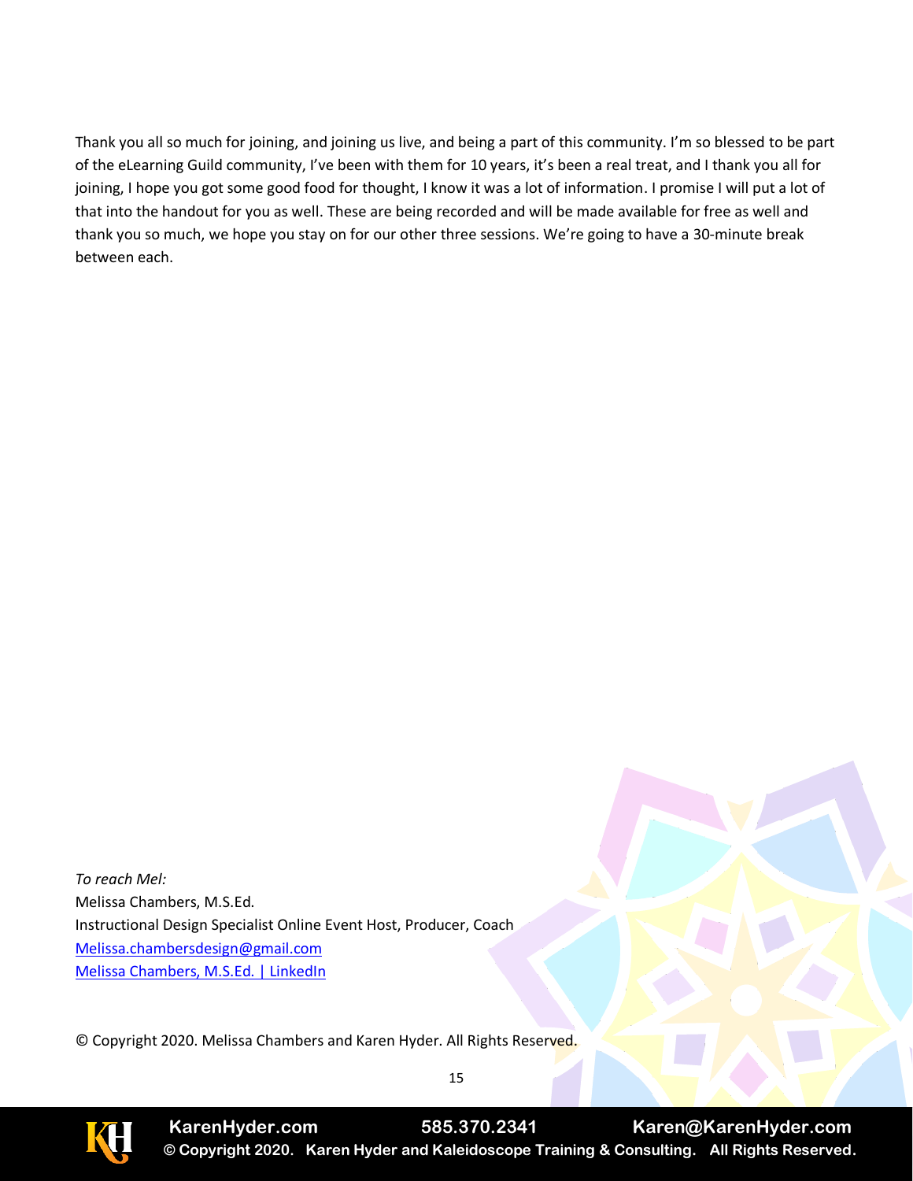Thank you all so much for joining, and joining us live, and being a part of this community. I'm so blessed to be part of the eLearning Guild community, I've been with them for 10 years, it's been a real treat, and I thank you all for joining, I hope you got some good food for thought, I know it was a lot of information. I promise I will put a lot of that into the handout for you as well. These are being recorded and will be made available for free as well and thank you so much, we hope you stay on for our other three sessions. We're going to have a 30-minute break between each.

*To reach Mel:*
Melissa Chambers, M.S.Ed.
Instructional Design Specialist Online Event Host, Producer, Coach
[Melissa.chambersdesign@gmail.com](mailto:Melissa.chambersdesign@gmail.com)
Melissa Chambers, M.S.Ed. | LinkedIn

© Copyright 2020. Melissa Chambers and Karen Hyder. All Rights Reserved.